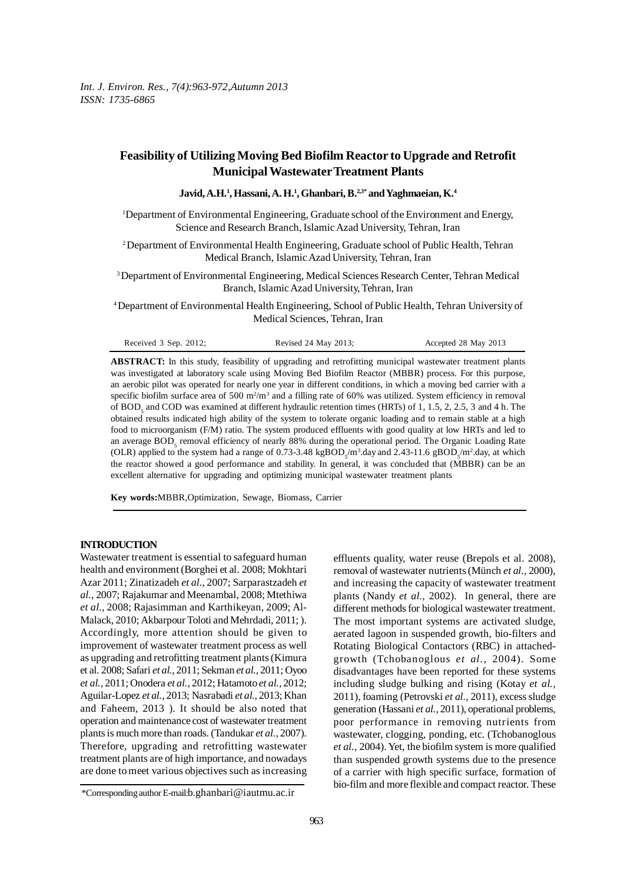# Feasibility of Utilizing Moving Bed Biofilm Reactor to Upgrade and Retrofit Municipal Wastewater Treatment Plants

**Javid, A.H.[1], Hassani, A. H.[1], Ghanbari, B.[2,3*] and Yaghmaeian, K.[4]**

[1]Department of Environmental Engineering, Graduate school of the Environment and Energy, Science and Research Branch, Islamic Azad University, Tehran, Iran

[2]Department of Environmental Health Engineering, Graduate school of Public Health, Tehran Medical Branch, Islamic Azad University, Tehran, Iran

[3]Department of Environmental Engineering, Medical Sciences Research Center, Tehran Medical Branch, Islamic Azad University, Tehran, Iran

[4]Department of Environmental Health Engineering, School of Public Health, Tehran University of Medical Sciences, Tehran, Iran

Received 3 Sep. 2012; Revised 24 May 2013; Accepted 28 May 2013

**ABSTRACT:** In this study, feasibility of upgrading and retrofitting municipal wastewater treatment plants was investigated at laboratory scale using Moving Bed Biofilm Reactor (MBBR) process. For this purpose, an aerobic pilot was operated for nearly one year in different conditions, in which a moving bed carrier with a specific biofilm surface area of 500 $m^2/m^3$ and a filling rate of 60% was utilized. System efficiency in removal of $BOD_5$ and COD was examined at different hydraulic retention times (HRTs) of 1, 1.5, 2, 2.5, 3 and 4 h. The obtained results indicated high ability of the system to tolerate organic loading and to remain stable at a high food to microorganism (F/M) ratio. The system produced effluents with good quality at low HRTs and led to an average $BOD_5$ removal efficiency of nearly 88% during the operational period. The Organic Loading Rate (OLR) applied to the system had a range of 0.73-3.48 $kgBOD_5/m^3$.day and 2.43-11.6 $gBOD_5/m^2$.day, at which the reactor showed a good performance and stability. In general, it was concluded that (MBBR) can be an excellent alternative for upgrading and optimizing municipal wastewater treatment plants

**Key words:** MBBR, Optimization, Sewage, Biomass, Carrier

## INTRODUCTION

Wastewater treatment is essential to safeguard human health and environment (Borghei et al. 2008; Mokhtari Azar 2011; Zinatizadeh *et al.,* 2007; Sarparastzadeh *et al.,* 2007; Rajakumar and Meenambal, 2008; Mtethiwa *et al.,* 2008; Rajasimman and Karthikeyan, 2009; Al-Malack, 2010; Akbarpour Toloti and Mehrdadi, 2011; ). Accordingly, more attention should be given to improvement of wastewater treatment process as well as upgrading and retrofitting treatment plants (Kimura et al. 2008; Safari *et al.,* 2011; Sekman *et al.,* 2011; Oyoo *et al.,* 2011; Onodera *et al.,* 2012; Hatamoto *et al.,* 2012; Aguilar-Lopez *et al.,* 2013; Nasrabadi *et al.,* 2013; Khan and Faheem, 2013 ). It should be also noted that operation and maintenance cost of wastewater treatment plants is much more than roads. (Tandukar *et al.,* 2007). Therefore, upgrading and retrofitting wastewater treatment plants are of high importance, and nowadays are done to meet various objectives such as increasing effluents quality, water reuse (Brepols et al. 2008), removal of wastewater nutrients (Münch *et al.,* 2000), and increasing the capacity of wastewater treatment plants (Nandy *et al.,* 2002). In general, there are different methods for biological wastewater treatment. The most important systems are activated sludge, aerated lagoon in suspended growth, bio-filters and Rotating Biological Contactors (RBC) in attached-growth (Tchobanoglous *et al.,* 2004). Some disadvantages have been reported for these systems including sludge bulking and rising (Kotay *et al.,* 2011), foaming (Petrovski *et al.,* 2011), excess sludge generation (Hassani *et al.,* 2011), operational problems, poor performance in removing nutrients from wastewater, clogging, ponding, etc. (Tchobanoglous *et al.,* 2004). Yet, the biofilm system is more qualified than suspended growth systems due to the presence of a carrier with high specific surface, formation of bio-film and more flexible and compact reactor. These

*Corresponding author E-mail: b.ghanbari@iautmu.ac.ir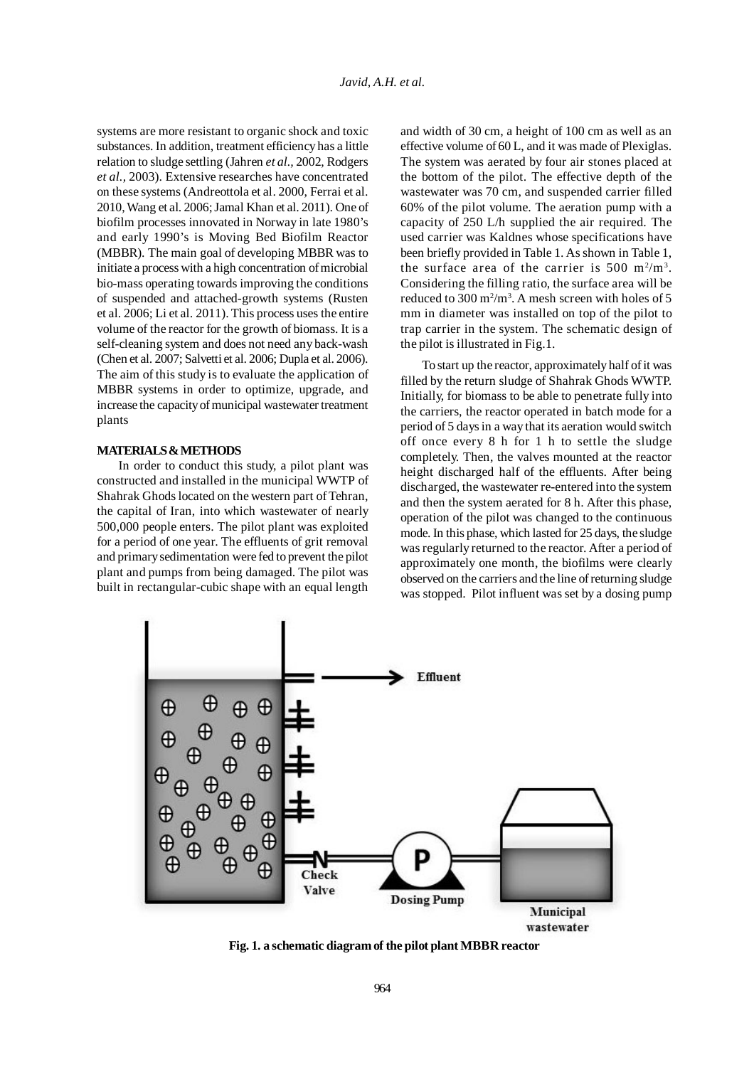systems are more resistant to organic shock and toxic substances. In addition, treatment efficiency has a little relation to sludge settling (Jahren *et al.*, 2002, Rodgers *et al.*, 2003). Extensive researches have concentrated on these systems (Andreottola et al. 2000, Ferrai et al. 2010, Wang et al. 2006; Jamal Khan et al. 2011). One of biofilm processes innovated in Norway in late 1980's and early 1990's is Moving Bed Biofilm Reactor (MBBR). The main goal of developing MBBR was to initiate a process with a high concentration of microbial bio-mass operating towards improving the conditions of suspended and attached-growth systems (Rusten et al. 2006; Li et al. 2011). This process uses the entire volume of the reactor for the growth of biomass. It is a self-cleaning system and does not need any back-wash (Chen et al. 2007; Salvetti et al. 2006; Dupla et al. 2006). The aim of this study is to evaluate the application of MBBR systems in order to optimize, upgrade, and increase the capacity of municipal wastewater treatment plants

## MATERIALS & METHODS

In order to conduct this study, a pilot plant was constructed and installed in the municipal WWTP of Shahrak Ghods located on the western part of Tehran, the capital of Iran, into which wastewater of nearly 500,000 people enters. The pilot plant was exploited for a period of one year. The effluents of grit removal and primary sedimentation were fed to prevent the pilot plant and pumps from being damaged. The pilot was built in rectangular-cubic shape with an equal length and width of 30 cm, a height of 100 cm as well as an effective volume of 60 L, and it was made of Plexiglas. The system was aerated by four air stones placed at the bottom of the pilot. The effective depth of the wastewater was 70 cm, and suspended carrier filled 60% of the pilot volume. The aeration pump with a capacity of 250 L/h supplied the air required. The used carrier was Kaldnes whose specifications have been briefly provided in Table 1. As shown in Table 1, the surface area of the carrier is 500 $m^2/m^3$. Considering the filling ratio, the surface area will be reduced to 300 $m^2/m^3$. A mesh screen with holes of 5 mm in diameter was installed on top of the pilot to trap carrier in the system. The schematic design of the pilot is illustrated in Fig.1.

To start up the reactor, approximately half of it was filled by the return sludge of Shahrak Ghods WWTP. Initially, for biomass to be able to penetrate fully into the carriers, the reactor operated in batch mode for a period of 5 days in a way that its aeration would switch off once every 8 h for 1 h to settle the sludge completely. Then, the valves mounted at the reactor height discharged half of the effluents. After being discharged, the wastewater re-entered into the system and then the system aerated for 8 h. After this phase, operation of the pilot was changed to the continuous mode. In this phase, which lasted for 25 days, the sludge was regularly returned to the reactor. After a period of approximately one month, the biofilms were clearly observed on the carriers and the line of returning sludge was stopped. Pilot influent was set by a dosing pump

Effluent

Check Valve

Dosing Pump

Municipal wastewater

**Fig. 1. a schematic diagram of the pilot plant MBBR reactor**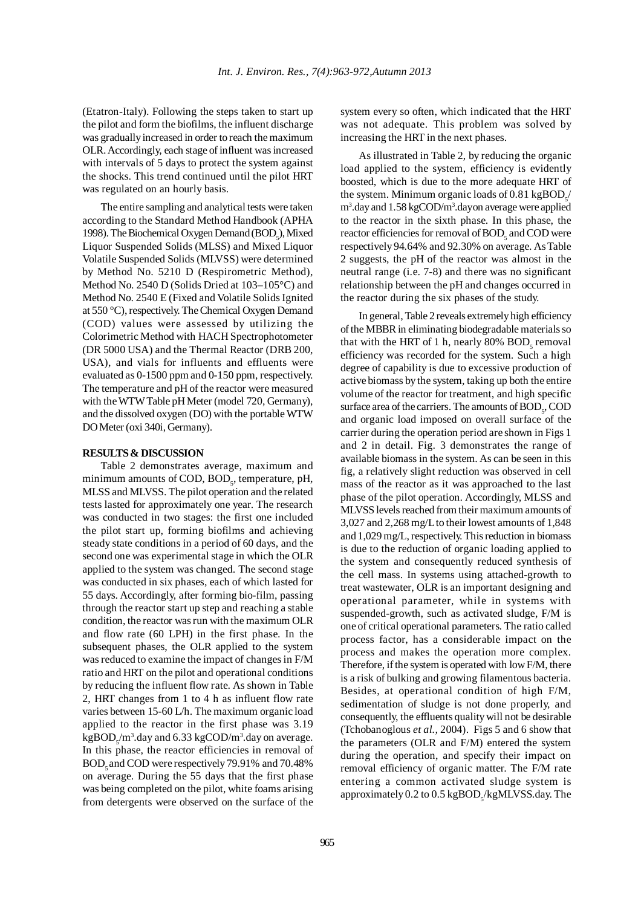(Etatron-Italy). Following the steps taken to start up the pilot and form the biofilms, the influent discharge was gradually increased in order to reach the maximum OLR. Accordingly, each stage of influent was increased with intervals of 5 days to protect the system against the shocks. This trend continued until the pilot HRT was regulated on an hourly basis.

The entire sampling and analytical tests were taken according to the Standard Method Handbook (APHA 1998). The Biochemical Oxygen Demand ($BOD_5$), Mixed Liquor Suspended Solids (MLSS) and Mixed Liquor Volatile Suspended Solids (MLVSS) were determined by Method No. 5210 D (Respirometric Method), Method No. 2540 D (Solids Dried at 103–105°C) and Method No. 2540 E (Fixed and Volatile Solids Ignited at 550 °C), respectively. The Chemical Oxygen Demand (COD) values were assessed by utilizing the Colorimetric Method with HACH Spectrophotometer (DR 5000 USA) and the Thermal Reactor (DRB 200, USA), and vials for influents and effluents were evaluated as 0-1500 ppm and 0-150 ppm, respectively. The temperature and pH of the reactor were measured with the WTW Table pH Meter (model 720, Germany), and the dissolved oxygen (DO) with the portable WTW DO Meter (oxi 340i, Germany).

## RESULTS & DISCUSSION

Table 2 demonstrates average, maximum and minimum amounts of COD, $BOD_5$, temperature, pH, MLSS and MLVSS. The pilot operation and the related tests lasted for approximately one year. The research was conducted in two stages: the first one included the pilot start up, forming biofilms and achieving steady state conditions in a period of 60 days, and the second one was experimental stage in which the OLR applied to the system was changed. The second stage was conducted in six phases, each of which lasted for 55 days. Accordingly, after forming bio-film, passing through the reactor start up step and reaching a stable condition, the reactor was run with the maximum OLR and flow rate (60 LPH) in the first phase. In the subsequent phases, the OLR applied to the system was reduced to examine the impact of changes in F/M ratio and HRT on the pilot and operational conditions by reducing the influent flow rate. As shown in Table 2, HRT changes from 1 to 4 h as influent flow rate varies between 15-60 L/h. The maximum organic load applied to the reactor in the first phase was 3.19 $kgBOD_5/m^3$.day and 6.33 $kgCOD/m^3$.day on average. In this phase, the reactor efficiencies in removal of $BOD_5$ and COD were respectively 79.91% and 70.48% on average. During the 55 days that the first phase was being completed on the pilot, white foams arising from detergents were observed on the surface of the system every so often, which indicated that the HRT was not adequate. This problem was solved by increasing the HRT in the next phases.

As illustrated in Table 2, by reducing the organic load applied to the system, efficiency is evidently boosted, which is due to the more adequate HRT of the system. Minimum organic loads of 0.81 $kgBOD_5/m^3$.day and 1.58 $kgCOD/m^3$.dayon average were applied to the reactor in the sixth phase. In this phase, the reactor efficiencies for removal of $BOD_5$ and COD were respectively 94.64% and 92.30% on average. As Table 2 suggests, the pH of the reactor was almost in the neutral range (i.e. 7-8) and there was no significant relationship between the pH and changes occurred in the reactor during the six phases of the study.

In general, Table 2 reveals extremely high efficiency of the MBBR in eliminating biodegradable materials so that with the HRT of 1 h, nearly 80% $BOD_5$ removal efficiency was recorded for the system. Such a high degree of capability is due to excessive production of active biomass by the system, taking up both the entire volume of the reactor for treatment, and high specific surface area of the carriers. The amounts of $BOD_5$, COD and organic load imposed on overall surface of the carrier during the operation period are shown in Figs 1 and 2 in detail. Fig. 3 demonstrates the range of available biomass in the system. As can be seen in this fig, a relatively slight reduction was observed in cell mass of the reactor as it was approached to the last phase of the pilot operation. Accordingly, MLSS and MLVSS levels reached from their maximum amounts of 3,027 and 2,268 mg/L to their lowest amounts of 1,848 and 1,029 mg/L, respectively. This reduction in biomass is due to the reduction of organic loading applied to the system and consequently reduced synthesis of the cell mass. In systems using attached-growth to treat wastewater, OLR is an important designing and operational parameter, while in systems with suspended-growth, such as activated sludge, F/M is one of critical operational parameters. The ratio called process factor, has a considerable impact on the process and makes the operation more complex. Therefore, if the system is operated with low F/M, there is a risk of bulking and growing filamentous bacteria. Besides, at operational condition of high F/M, sedimentation of sludge is not done properly, and consequently, the effluents quality will not be desirable (Tchobanoglous *et al.,* 2004). Figs 5 and 6 show that the parameters (OLR and F/M) entered the system during the operation, and specify their impact on removal efficiency of organic matter. The F/M rate entering a common activated sludge system is approximately 0.2 to 0.5 $kgBOD_5/kgMLVSS$.day. The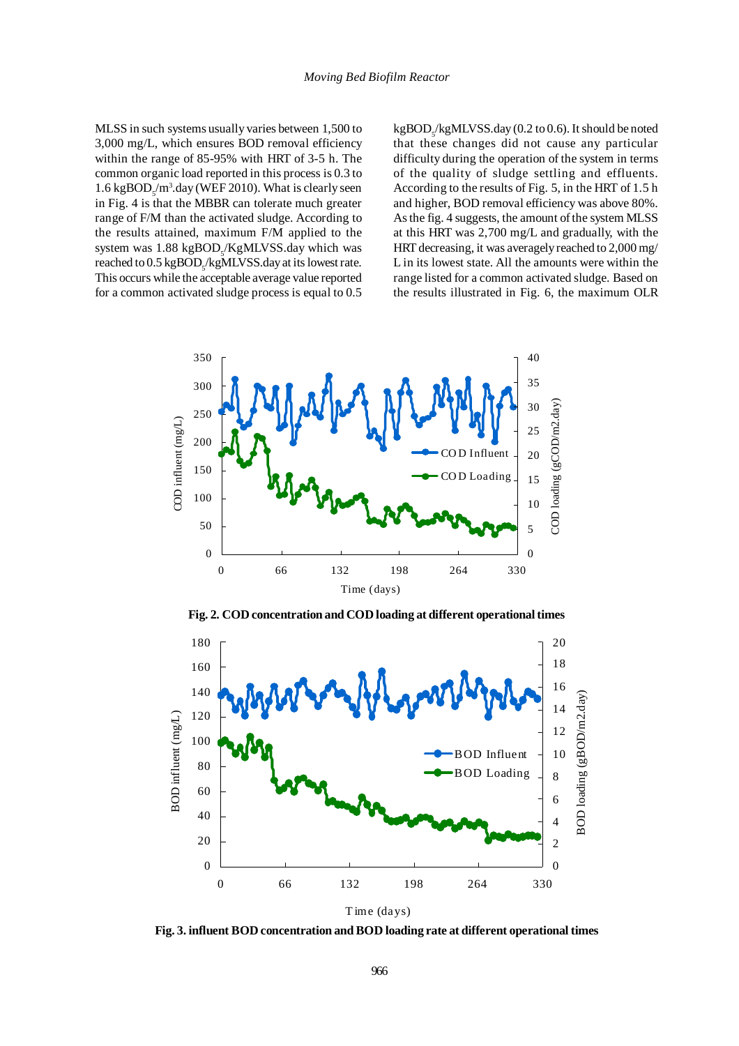MLSS in such systems usually varies between 1,500 to 3,000 mg/L, which ensures BOD removal efficiency within the range of 85-95% with HRT of 3-5 h. The common organic load reported in this process is 0.3 to 1.6 $kgBOD_5/m^3$.day (WEF 2010). What is clearly seen in Fig. 4 is that the MBBR can tolerate much greater range of F/M than the activated sludge. According to the results attained, maximum F/M applied to the system was 1.88 $kgBOD_5$/KgMLVSS.day which was reached to 0.5 $kgBOD_5$/kgMLVSS.day at its lowest rate. This occurs while the acceptable average value reported for a common activated sludge process is equal to 0.5 $kgBOD_5$/kgMLVSS.day (0.2 to 0.6). It should be noted that these changes did not cause any particular difficulty during the operation of the system in terms of the quality of sludge settling and effluents. According to the results of Fig. 5, in the HRT of 1.5 h and higher, BOD removal efficiency was above 80%. As the fig. 4 suggests, the amount of the system MLSS at this HRT was 2,700 mg/L and gradually, with the HRT decreasing, it was averagely reached to 2,000 mg/L in its lowest state. All the amounts were within the range listed for a common activated sludge. Based on the results illustrated in Fig. 6, the maximum OLR

**Fig. 2. COD concentration and COD loading at different operational times**

**Fig. 3. influent BOD concentration and BOD loading rate at different operational times**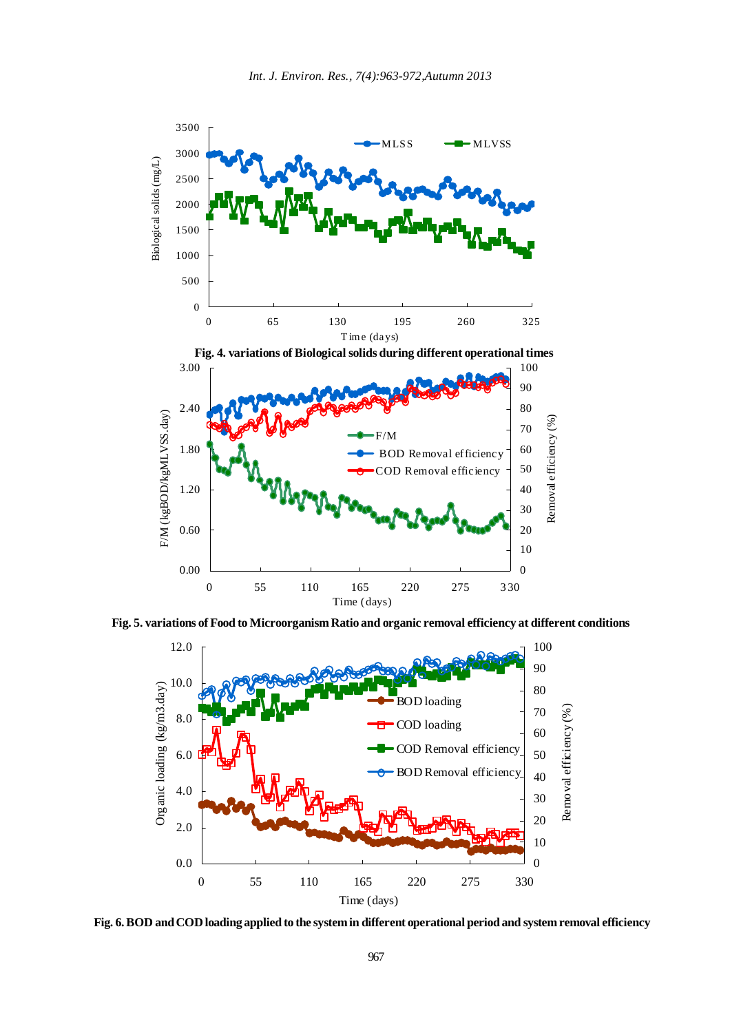Fig. 4. variations of Biological solids during different operational times

Fig. 5. variations of Food to Microorganism Ratio and organic removal efficiency at different conditions

Fig. 6. BOD and COD loading applied to the system in different operational period and system removal efficiency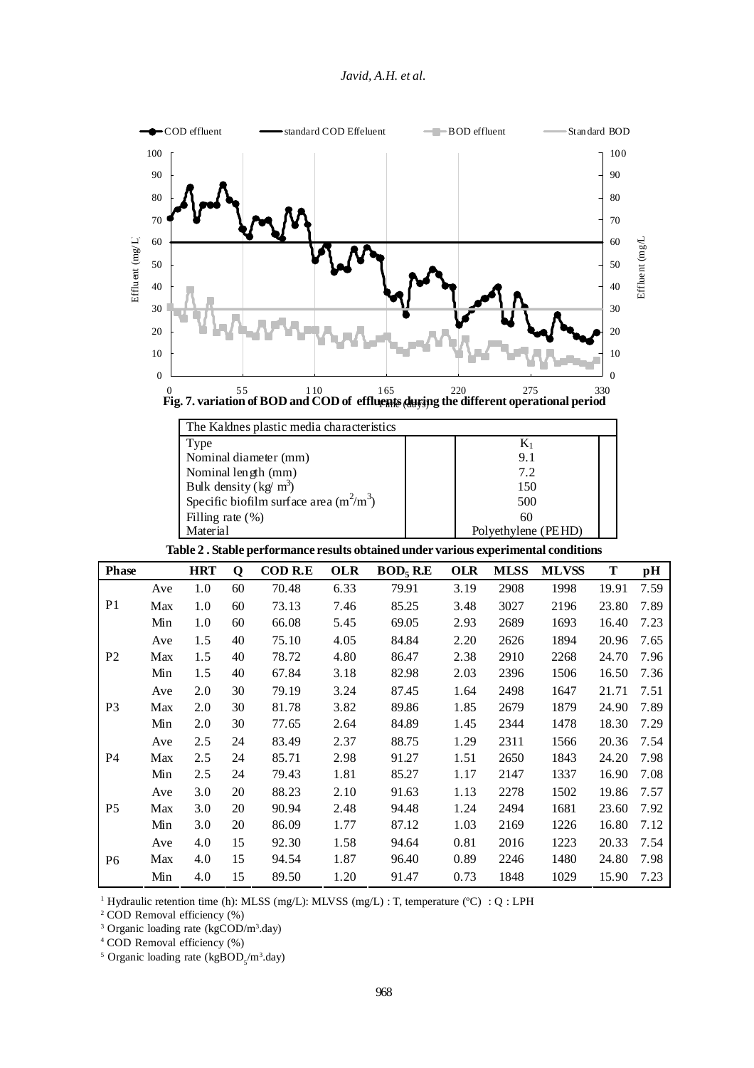Fig. 7. variation of BOD and COD of effluents during the different operational period

| The Kaldnes plastic media characteristics | |
|---|---|
| Type | $K_1$ |
| Nominal diameter (mm) | 9.1 |
| Nominal length (mm) | 7.2 |
| Bulk density (kg/ $m^3$) | 150 |
| Specific biofilm surface area ($m^2/m^3$) | 500 |
| Filling rate (%) | 60 |
| Material | Polyethylene (PEHD) |

**Table 2 . Stable performance results obtained under various experimental conditions**

| Phase | | HRT | Q | COD R.E | OLR | $BOD_5$ R.E | OLR | MLSS | MLVSS | T | pH |
|---|---|---|---|---|---|---|---|---|---|---|---|
| P1 | Ave | 1.0 | 60 | 70.48 | 6.33 | 79.91 | 3.19 | 2908 | 1998 | 19.91 | 7.59 |
| | Max | 1.0 | 60 | 73.13 | 7.46 | 85.25 | 3.48 | 3027 | 2196 | 23.80 | 7.89 |
| | Min | 1.0 | 60 | 66.08 | 5.45 | 69.05 | 2.93 | 2689 | 1693 | 16.40 | 7.23 |
| P2 | Ave | 1.5 | 40 | 75.10 | 4.05 | 84.84 | 2.20 | 2626 | 1894 | 20.96 | 7.65 |
| | Max | 1.5 | 40 | 78.72 | 4.80 | 86.47 | 2.38 | 2910 | 2268 | 24.70 | 7.96 |
| | Min | 1.5 | 40 | 67.84 | 3.18 | 82.98 | 2.03 | 2396 | 1506 | 16.50 | 7.36 |
| P3 | Ave | 2.0 | 30 | 79.19 | 3.24 | 87.45 | 1.64 | 2498 | 1647 | 21.71 | 7.51 |
| | Max | 2.0 | 30 | 81.78 | 3.82 | 89.86 | 1.85 | 2679 | 1879 | 24.90 | 7.89 |
| | Min | 2.0 | 30 | 77.65 | 2.64 | 84.89 | 1.45 | 2344 | 1478 | 18.30 | 7.29 |
| P4 | Ave | 2.5 | 24 | 83.49 | 2.37 | 88.75 | 1.29 | 2311 | 1566 | 20.36 | 7.54 |
| | Max | 2.5 | 24 | 85.71 | 2.98 | 91.27 | 1.51 | 2650 | 1843 | 24.20 | 7.98 |
| | Min | 2.5 | 24 | 79.43 | 1.81 | 85.27 | 1.17 | 2147 | 1337 | 16.90 | 7.08 |
| P5 | Ave | 3.0 | 20 | 88.23 | 2.10 | 91.63 | 1.13 | 2278 | 1502 | 19.86 | 7.57 |
| | Max | 3.0 | 20 | 90.94 | 2.48 | 94.48 | 1.24 | 2494 | 1681 | 23.60 | 7.92 |
| | Min | 3.0 | 20 | 86.09 | 1.77 | 87.12 | 1.03 | 2169 | 1226 | 16.80 | 7.12 |
| P6 | Ave | 4.0 | 15 | 92.30 | 1.58 | 94.64 | 0.81 | 2016 | 1223 | 20.33 | 7.54 |
| | Max | 4.0 | 15 | 94.54 | 1.87 | 96.40 | 0.89 | 2246 | 1480 | 24.80 | 7.98 |
| | Min | 4.0 | 15 | 89.50 | 1.20 | 91.47 | 0.73 | 1848 | 1029 | 15.90 | 7.23 |

[1] Hydraulic retention time (h): MLSS (mg/L): MLVSS (mg/L) : T, temperature (ºC) : Q : LPH

[2] COD Removal efficiency (%)

[3] Organic loading rate (kgCOD/$m^3$.day)

[4] COD Removal efficiency (%)

[5] Organic loading rate (kg$BOD_5$/$m^3$.day)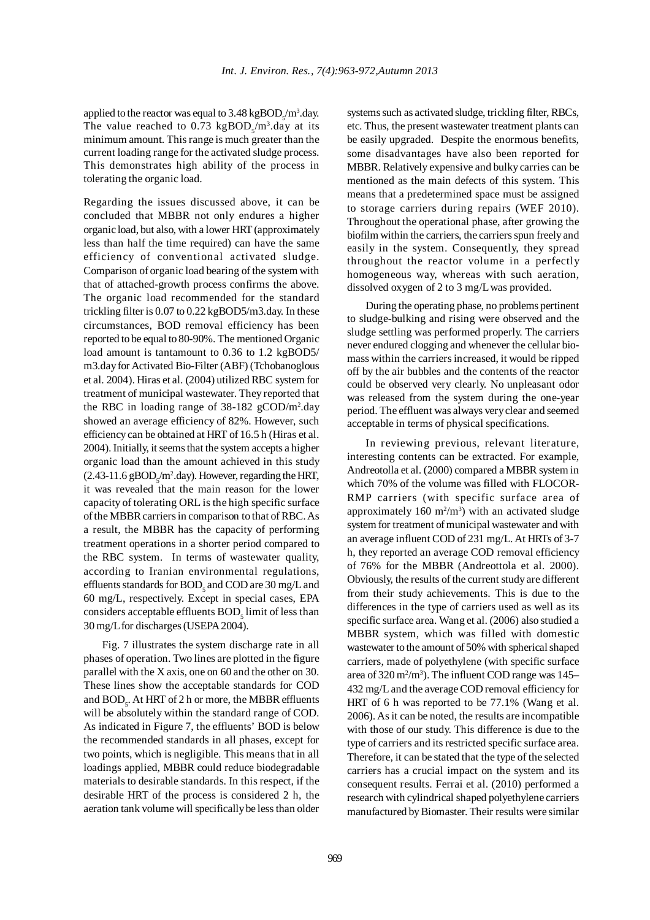applied to the reactor was equal to 3.48 $kgBOD_5/m^3$.day. The value reached to 0.73 $kgBOD_5/m^3$.day at its minimum amount. This range is much greater than the current loading range for the activated sludge process. This demonstrates high ability of the process in tolerating the organic load.

Regarding the issues discussed above, it can be concluded that MBBR not only endures a higher organic load, but also, with a lower HRT (approximately less than half the time required) can have the same efficiency of conventional activated sludge. Comparison of organic load bearing of the system with that of attached-growth process confirms the above. The organic load recommended for the standard trickling filter is 0.07 to 0.22 kgBOD5/m3.day. In these circumstances, BOD removal efficiency has been reported to be equal to 80-90%. The mentioned Organic load amount is tantamount to 0.36 to 1.2 kgBOD5/m3.day for Activated Bio-Filter (ABF) (Tchobanoglous et al. 2004). Hiras et al. (2004) utilized RBC system for treatment of municipal wastewater. They reported that the RBC in loading range of 38-182 $gCOD/m^2$.day showed an average efficiency of 82%. However, such efficiency can be obtained at HRT of 16.5 h (Hiras et al. 2004). Initially, it seems that the system accepts a higher organic load than the amount achieved in this study (2.43-11.6 $gBOD_5/m^2$.day). However, regarding the HRT, it was revealed that the main reason for the lower capacity of tolerating ORL is the high specific surface of the MBBR carriers in comparison to that of RBC. As a result, the MBBR has the capacity of performing treatment operations in a shorter period compared to the RBC system. In terms of wastewater quality, according to Iranian environmental regulations, effluents standards for $BOD_5$ and COD are 30 mg/L and 60 mg/L, respectively. Except in special cases, EPA considers acceptable effluents $BOD_5$ limit of less than 30 mg/L for discharges (USEPA 2004).

Fig. 7 illustrates the system discharge rate in all phases of operation. Two lines are plotted in the figure parallel with the X axis, one on 60 and the other on 30. These lines show the acceptable standards for COD and $BOD_5$. At HRT of 2 h or more, the MBBR effluents will be absolutely within the standard range of COD. As indicated in Figure 7, the effluents' BOD is below the recommended standards in all phases, except for two points, which is negligible. This means that in all loadings applied, MBBR could reduce biodegradable materials to desirable standards. In this respect, if the desirable HRT of the process is considered 2 h, the aeration tank volume will specifically be less than older systems such as activated sludge, trickling filter, RBCs, etc. Thus, the present wastewater treatment plants can be easily upgraded. Despite the enormous benefits, some disadvantages have also been reported for MBBR. Relatively expensive and bulky carries can be mentioned as the main defects of this system. This means that a predetermined space must be assigned to storage carriers during repairs (WEF 2010). Throughout the operational phase, after growing the biofilm within the carriers, the carriers spun freely and easily in the system. Consequently, they spread throughout the reactor volume in a perfectly homogeneous way, whereas with such aeration, dissolved oxygen of 2 to 3 mg/L was provided.

During the operating phase, no problems pertinent to sludge-bulking and rising were observed and the sludge settling was performed properly. The carriers never endured clogging and whenever the cellular biomass within the carriers increased, it would be ripped off by the air bubbles and the contents of the reactor could be observed very clearly. No unpleasant odor was released from the system during the one-year period. The effluent was always very clear and seemed acceptable in terms of physical specifications.

In reviewing previous, relevant literature, interesting contents can be extracted. For example, Andreotolla et al. (2000) compared a MBBR system in which 70% of the volume was filled with FLOCOR-RMP carriers (with specific surface area of approximately 160 $m^2/m^3$) with an activated sludge system for treatment of municipal wastewater and with an average influent COD of 231 mg/L. At HRTs of 3-7 h, they reported an average COD removal efficiency of 76% for the MBBR (Andreottola et al. 2000). Obviously, the results of the current study are different from their study achievements. This is due to the differences in the type of carriers used as well as its specific surface area. Wang et al. (2006) also studied a MBBR system, which was filled with domestic wastewater to the amount of 50% with spherical shaped carriers, made of polyethylene (with specific surface area of 320 $m^2/m^3$). The influent COD range was 145–432 mg/L and the average COD removal efficiency for HRT of 6 h was reported to be 77.1% (Wang et al. 2006). As it can be noted, the results are incompatible with those of our study. This difference is due to the type of carriers and its restricted specific surface area. Therefore, it can be stated that the type of the selected carriers has a crucial impact on the system and its consequent results. Ferrai et al. (2010) performed a research with cylindrical shaped polyethylene carriers manufactured by Biomaster. Their results were similar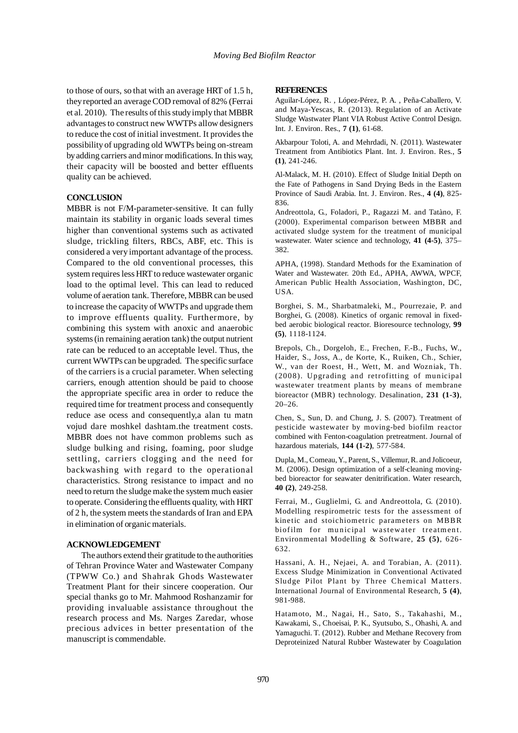to those of ours, so that with an average HRT of 1.5 h, they reported an average COD removal of 82% (Ferrai et al. 2010). The results of this study imply that MBBR advantages to construct new WWTPs allow designers to reduce the cost of initial investment. It provides the possibility of upgrading old WWTPs being on-stream by adding carriers and minor modifications. In this way, their capacity will be boosted and better effluents quality can be achieved.

## CONCLUSION

MBBR is not F/M-parameter-sensitive. It can fully maintain its stability in organic loads several times higher than conventional systems such as activated sludge, trickling filters, RBCs, ABF, etc. This is considered a very important advantage of the process. Compared to the old conventional processes, this system requires less HRT to reduce wastewater organic load to the optimal level. This can lead to reduced volume of aeration tank. Therefore, MBBR can be used to increase the capacity of WWTPs and upgrade them to improve effluents quality. Furthermore, by combining this system with anoxic and anaerobic systems (in remaining aeration tank) the output nutrient rate can be reduced to an acceptable level. Thus, the current WWTPs can be upgraded. The specific surface of the carriers is a crucial parameter. When selecting carriers, enough attention should be paid to choose the appropriate specific area in order to reduce the required time for treatment process and consequently reduce ase ocess and consequently,a alan tu matn vojud dare moshkel dashtam.the treatment costs. MBBR does not have common problems such as sludge bulking and rising, foaming, poor sludge settling, carriers clogging and the need for backwashing with regard to the operational characteristics. Strong resistance to impact and no need to return the sludge make the system much easier to operate. Considering the effluents quality, with HRT of 2 h, the system meets the standards of Iran and EPA in elimination of organic materials.

## ACKNOWLEDGEMENT

The authors extend their gratitude to the authorities of Tehran Province Water and Wastewater Company (TPWW Co.) and Shahrak Ghods Wastewater Treatment Plant for their sincere cooperation. Our special thanks go to Mr. Mahmood Roshanzamir for providing invaluable assistance throughout the research process and Ms. Narges Zaredar, whose precious advices in better presentation of the manuscript is commendable.

## REFERENCES

Aguilar-López, R. , López-Pérez, P. A. , Peña-Caballero, V. and Maya-Yescas, R. (2013). Regulation of an Activate Sludge Wastwater Plant VIA Robust Active Control Design. Int. J. Environ. Res., **7 (1)**, 61-68.

Akbarpour Toloti, A. and Mehrdadi, N. (2011). Wastewater Treatment from Antibiotics Plant. Int. J. Environ. Res., **5 (1)**, 241-246.

Al-Malack, M. H. (2010). Effect of Sludge Initial Depth on the Fate of Pathogens in Sand Drying Beds in the Eastern Province of Saudi Arabia. Int. J. Environ. Res., **4 (4)**, 825-836.

Andreottola, G., Foladori, P., Ragazzi M. and Tatàno, F. (2000). Experimental comparison between MBBR and activated sludge system for the treatment of municipal wastewater. Water science and technology, **41 (4-5)**, 375–382.

APHA, (1998). Standard Methods for the Examination of Water and Wastewater. 20th Ed., APHA, AWWA, WPCF, American Public Health Association, Washington, DC, USA.

Borghei, S. M., Sharbatmaleki, M., Pourrezaie, P. and Borghei, G. (2008). Kinetics of organic removal in fixed-bed aerobic biological reactor. Bioresource technology, **99 (5)**, 1118-1124.

Brepols, Ch., Dorgeloh, E., Frechen, F.-B., Fuchs, W., Haider, S., Joss, A., de Korte, K., Ruiken, Ch., Schier, W., van der Roest, H., Wett, M. and Wozniak, Th. (2008). Upgrading and retrofitting of municipal wastewater treatment plants by means of membrane bioreactor (MBR) technology. Desalination, **231 (1-3)**, 20–26.

Chen, S., Sun, D. and Chung, J. S. (2007). Treatment of pesticide wastewater by moving-bed biofilm reactor combined with Fenton-coagulation pretreatment. Journal of hazardous materials, **144 (1-2)**, 577-584.

Dupla, M., Comeau, Y., Parent, S., Villemur, R. and Jolicoeur, M. (2006). Design optimization of a self-cleaning moving-bed bioreactor for seawater denitrification. Water research, **40 (2)**, 249-258.

Ferrai, M., Guglielmi, G. and Andreottola, G. (2010). Modelling respirometric tests for the assessment of kinetic and stoichiometric parameters on MBBR biofilm for municipal wastewater treatment. Environmental Modelling & Software, **25 (5)**, 626-632.

Hassani, A. H., Nejaei, A. and Torabian, A. (2011). Excess Sludge Minimization in Conventional Activated Sludge Pilot Plant by Three Chemical Matters. International Journal of Environmental Research, **5 (4)**, 981-988.

Hatamoto, M., Nagai, H., Sato, S., Takahashi, M., Kawakami, S., Choeisai, P. K., Syutsubo, S., Ohashi, A. and Yamaguchi. T. (2012). Rubber and Methane Recovery from Deproteinized Natural Rubber Wastewater by Coagulation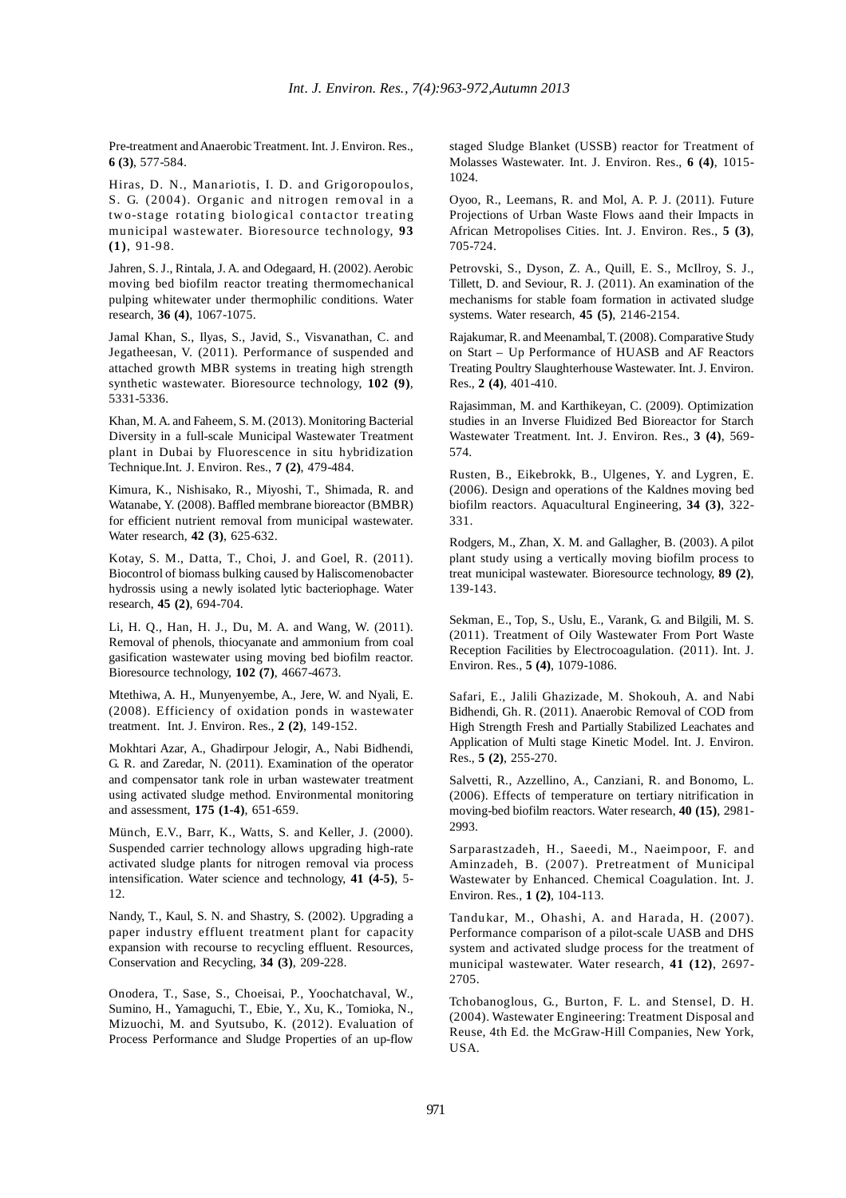Pre-treatment and Anaerobic Treatment. Int. J. Environ. Res., **6 (3)**, 577-584.

Hiras, D. N., Manariotis, I. D. and Grigoropoulos, S. G. (2004). Organic and nitrogen removal in a two-stage rotating biological contactor treating municipal wastewater. Bioresource technology, **93 (1)**, 91-98.

Jahren, S. J., Rintala, J. A. and Odegaard, H. (2002). Aerobic moving bed biofilm reactor treating thermomechanical pulping whitewater under thermophilic conditions. Water research, **36 (4)**, 1067-1075.

Jamal Khan, S., Ilyas, S., Javid, S., Visvanathan, C. and Jegatheesan, V. (2011). Performance of suspended and attached growth MBR systems in treating high strength synthetic wastewater. Bioresource technology, **102 (9)**, 5331-5336.

Khan, M. A. and Faheem, S. M. (2013). Monitoring Bacterial Diversity in a full-scale Municipal Wastewater Treatment plant in Dubai by Fluorescence in situ hybridization Technique.Int. J. Environ. Res., **7 (2)**, 479-484.

Kimura, K., Nishisako, R., Miyoshi, T., Shimada, R. and Watanabe, Y. (2008). Baffled membrane bioreactor (BMBR) for efficient nutrient removal from municipal wastewater. Water research, **42 (3)**, 625-632.

Kotay, S. M., Datta, T., Choi, J. and Goel, R. (2011). Biocontrol of biomass bulking caused by Haliscomenobacter hydrossis using a newly isolated lytic bacteriophage. Water research, **45 (2)**, 694-704.

Li, H. Q., Han, H. J., Du, M. A. and Wang, W. (2011). Removal of phenols, thiocyanate and ammonium from coal gasification wastewater using moving bed biofilm reactor. Bioresource technology, **102 (7)**, 4667-4673.

Mtethiwa, A. H., Munyenyembe, A., Jere, W. and Nyali, E. (2008). Efficiency of oxidation ponds in wastewater treatment. Int. J. Environ. Res., **2 (2)**, 149-152.

Mokhtari Azar, A., Ghadirpour Jelogir, A., Nabi Bidhendi, G. R. and Zaredar, N. (2011). Examination of the operator and compensator tank role in urban wastewater treatment using activated sludge method. Environmental monitoring and assessment, **175 (1-4)**, 651-659.

Münch, E.V., Barr, K., Watts, S. and Keller, J. (2000). Suspended carrier technology allows upgrading high-rate activated sludge plants for nitrogen removal via process intensification. Water science and technology, **41 (4-5)**, 5-12.

Nandy, T., Kaul, S. N. and Shastry, S. (2002). Upgrading a paper industry effluent treatment plant for capacity expansion with recourse to recycling effluent. Resources, Conservation and Recycling, **34 (3)**, 209-228.

Onodera, T., Sase, S., Choeisai, P., Yoochatchaval, W., Sumino, H., Yamaguchi, T., Ebie, Y., Xu, K., Tomioka, N., Mizuochi, M. and Syutsubo, K. (2012). Evaluation of Process Performance and Sludge Properties of an up-flow staged Sludge Blanket (USSB) reactor for Treatment of Molasses Wastewater. Int. J. Environ. Res., **6 (4)**, 1015-1024.

Oyoo, R., Leemans, R. and Mol, A. P. J. (2011). Future Projections of Urban Waste Flows aand their Impacts in African Metropolises Cities. Int. J. Environ. Res., **5 (3)**, 705-724.

Petrovski, S., Dyson, Z. A., Quill, E. S., McIlroy, S. J., Tillett, D. and Seviour, R. J. (2011). An examination of the mechanisms for stable foam formation in activated sludge systems. Water research, **45 (5)**, 2146-2154.

Rajakumar, R. and Meenambal, T. (2008). Comparative Study on Start – Up Performance of HUASB and AF Reactors Treating Poultry Slaughterhouse Wastewater. Int. J. Environ. Res., **2 (4)**, 401-410.

Rajasimman, M. and Karthikeyan, C. (2009). Optimization studies in an Inverse Fluidized Bed Bioreactor for Starch Wastewater Treatment. Int. J. Environ. Res., **3 (4)**, 569-574.

Rusten, B., Eikebrokk, B., Ulgenes, Y. and Lygren, E. (2006). Design and operations of the Kaldnes moving bed biofilm reactors. Aquacultural Engineering, **34 (3)**, 322-331.

Rodgers, M., Zhan, X. M. and Gallagher, B. (2003). A pilot plant study using a vertically moving biofilm process to treat municipal wastewater. Bioresource technology, **89 (2)**, 139-143.

Sekman, E., Top, S., Uslu, E., Varank, G. and Bilgili, M. S. (2011). Treatment of Oily Wastewater From Port Waste Reception Facilities by Electrocoagulation. (2011). Int. J. Environ. Res., **5 (4)**, 1079-1086.

Safari, E., Jalili Ghazizade, M. Shokouh, A. and Nabi Bidhendi, Gh. R. (2011). Anaerobic Removal of COD from High Strength Fresh and Partially Stabilized Leachates and Application of Multi stage Kinetic Model. Int. J. Environ. Res., **5 (2)**, 255-270.

Salvetti, R., Azzellino, A., Canziani, R. and Bonomo, L. (2006). Effects of temperature on tertiary nitrification in moving-bed biofilm reactors. Water research, **40 (15)**, 2981-2993.

Sarparastzadeh, H., Saeedi, M., Naeimpoor, F. and Aminzadeh, B. (2007). Pretreatment of Municipal Wastewater by Enhanced. Chemical Coagulation. Int. J. Environ. Res., **1 (2)**, 104-113.

Tandukar, M., Ohashi, A. and Harada, H. (2007). Performance comparison of a pilot-scale UASB and DHS system and activated sludge process for the treatment of municipal wastewater. Water research, **41 (12)**, 2697-2705.

Tchobanoglous, G., Burton, F. L. and Stensel, D. H. (2004). Wastewater Engineering: Treatment Disposal and Reuse, 4th Ed. the McGraw-Hill Companies, New York, USA.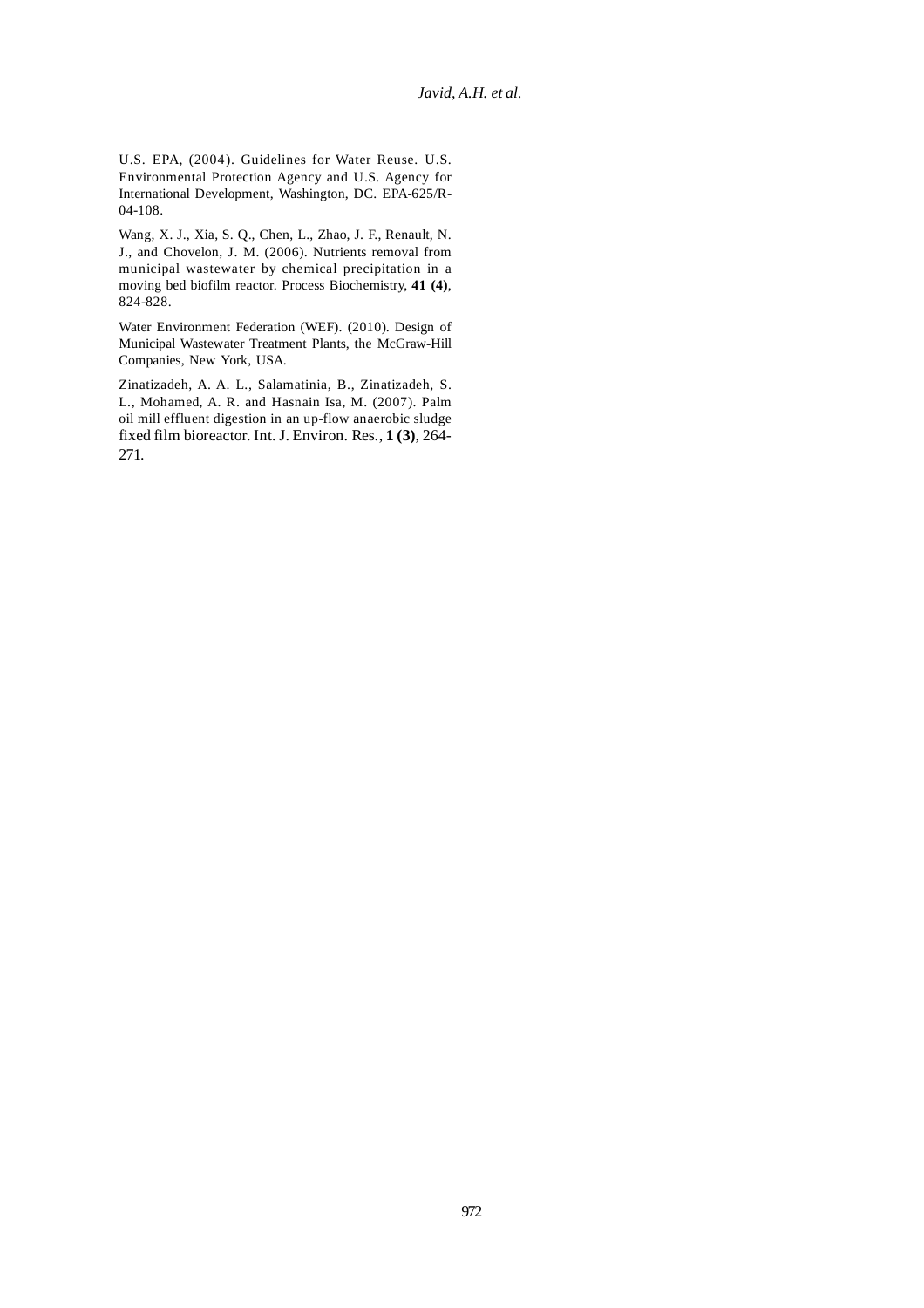U.S. EPA, (2004). Guidelines for Water Reuse. U.S. Environmental Protection Agency and U.S. Agency for International Development, Washington, DC. EPA-625/R-04-108.

Wang, X. J., Xia, S. Q., Chen, L., Zhao, J. F., Renault, N. J., and Chovelon, J. M. (2006). Nutrients removal from municipal wastewater by chemical precipitation in a moving bed biofilm reactor. Process Biochemistry, **41 (4)**, 824-828.

Water Environment Federation (WEF). (2010). Design of Municipal Wastewater Treatment Plants, the McGraw-Hill Companies, New York, USA.

Zinatizadeh, A. A. L., Salamatinia, B., Zinatizadeh, S. L., Mohamed, A. R. and Hasnain Isa, M. (2007). Palm oil mill effluent digestion in an up-flow anaerobic sludge fixed film bioreactor. Int. J. Environ. Res., **1 (3)**, 264-271.